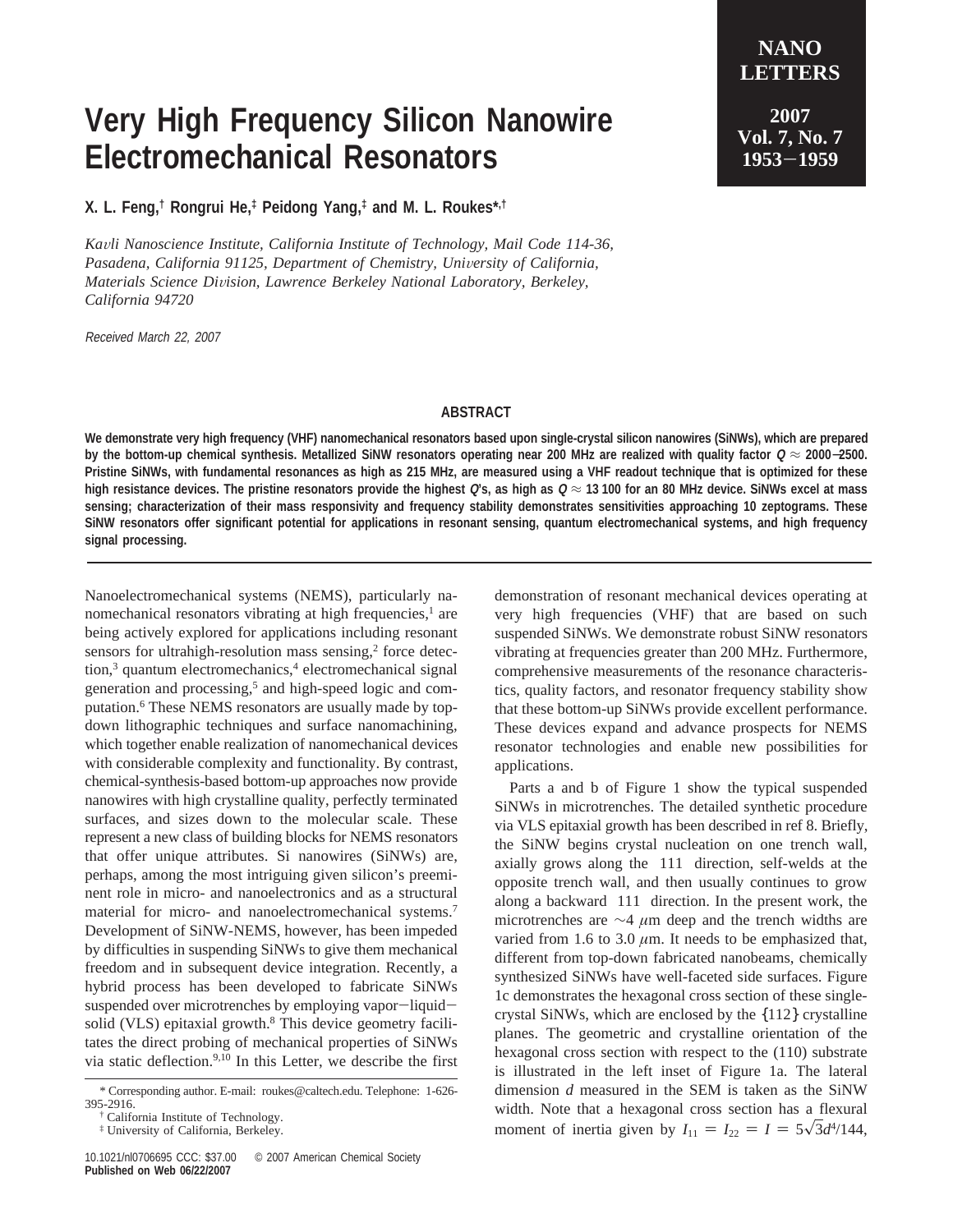# Very High Frequency Silicon Nanowire Electromechanical Resonators

**X. L. Feng,[†] Rongrui He,[‡] Peidong Yang,[‡] and M. L. Roukes*[,†]**

*Kavli Nanoscience Institute, California Institute of Technology, Mail Code 114-36, Pasadena, California 91125, Department of Chemistry, University of California, Materials Science Division, Lawrence Berkeley National Laboratory, Berkeley, California 94720*

*Received March 22, 2007*

## ABSTRACT

**We demonstrate very high frequency (VHF) nanomechanical resonators based upon single-crystal silicon nanowires (SiNWs), which are prepared by the bottom-up chemical synthesis. Metallized SiNW resonators operating near 200 MHz are realized with quality factor $Q \approx 2000$–2500. Pristine SiNWs, with fundamental resonances as high as 215 MHz, are measured using a VHF readout technique that is optimized for these high resistance devices. The pristine resonators provide the highest $Q$'s, as high as $Q \approx 13\,100$ for an 80 MHz device. SiNWs excel at mass sensing; characterization of their mass responsivity and frequency stability demonstrates sensitivities approaching 10 zeptograms. These SiNW resonators offer significant potential for applications in resonant sensing, quantum electromechanical systems, and high frequency signal processing.**

---

Nanoelectromechanical systems (NEMS), particularly nanomechanical resonators vibrating at high frequencies,[1] are being actively explored for applications including resonant sensors for ultrahigh-resolution mass sensing,[2] force detection,[3] quantum electromechanics,[4] electromechanical signal generation and processing,[5] and high-speed logic and computation.[6] These NEMS resonators are usually made by top-down lithographic techniques and surface nanomachining, which together enable realization of nanomechanical devices with considerable complexity and functionality. By contrast, chemical-synthesis-based bottom-up approaches now provide nanowires with high crystalline quality, perfectly terminated surfaces, and sizes down to the molecular scale. These represent a new class of building blocks for NEMS resonators that offer unique attributes. Si nanowires (SiNWs) are, perhaps, among the most intriguing given silicon's preeminent role in micro- and nanoelectronics and as a structural material for micro- and nanoelectromechanical systems.[7] Development of SiNW-NEMS, however, has been impeded by difficulties in suspending SiNWs to give them mechanical freedom and in subsequent device integration. Recently, a hybrid process has been developed to fabricate SiNWs suspended over microtrenches by employing vapor–liquid–solid (VLS) epitaxial growth.[8] This device geometry facilitates the direct probing of mechanical properties of SiNWs via static deflection.[9,10] In this Letter, we describe the first demonstration of resonant mechanical devices operating at very high frequencies (VHF) that are based on such suspended SiNWs. We demonstrate robust SiNW resonators vibrating at frequencies greater than 200 MHz. Furthermore, comprehensive measurements of the resonance characteristics, quality factors, and resonator frequency stability show that these bottom-up SiNWs provide excellent performance. These devices expand and advance prospects for NEMS resonator technologies and enable new possibilities for applications.

Parts a and b of Figure 1 show the typical suspended SiNWs in microtrenches. The detailed synthetic procedure via VLS epitaxial growth has been described in ref 8. Briefly, the SiNW begins crystal nucleation on one trench wall, axially grows along the ⟨111⟩ direction, self-welds at the opposite trench wall, and then usually continues to grow along a backward ⟨111⟩ direction. In the present work, the microtrenches are ~4 $\mu$m deep and the trench widths are varied from 1.6 to 3.0 $\mu$m. It needs to be emphasized that, different from top-down fabricated nanobeams, chemically synthesized SiNWs have well-faceted side surfaces. Figure 1c demonstrates the hexagonal cross section of these single-crystal SiNWs, which are enclosed by the {112} crystalline planes. The geometric and crystalline orientation of the hexagonal cross section with respect to the (110) substrate is illustrated in the left inset of Figure 1a. The lateral dimension $d$ measured in the SEM is taken as the SiNW width. Note that a hexagonal cross section has a flexural moment of inertia given by $I_{11} = I_{22} = I = 5\sqrt{3}d^4/144$,

---

\* Corresponding author. E-mail: roukes@caltech.edu. Telephone: 1-626-395-2916.
[†] California Institute of Technology.
[‡] University of California, Berkeley.

10.1021/nl0706695 CCC: $37.00 © 2007 American Chemical Society
**Published on Web 06/22/2007**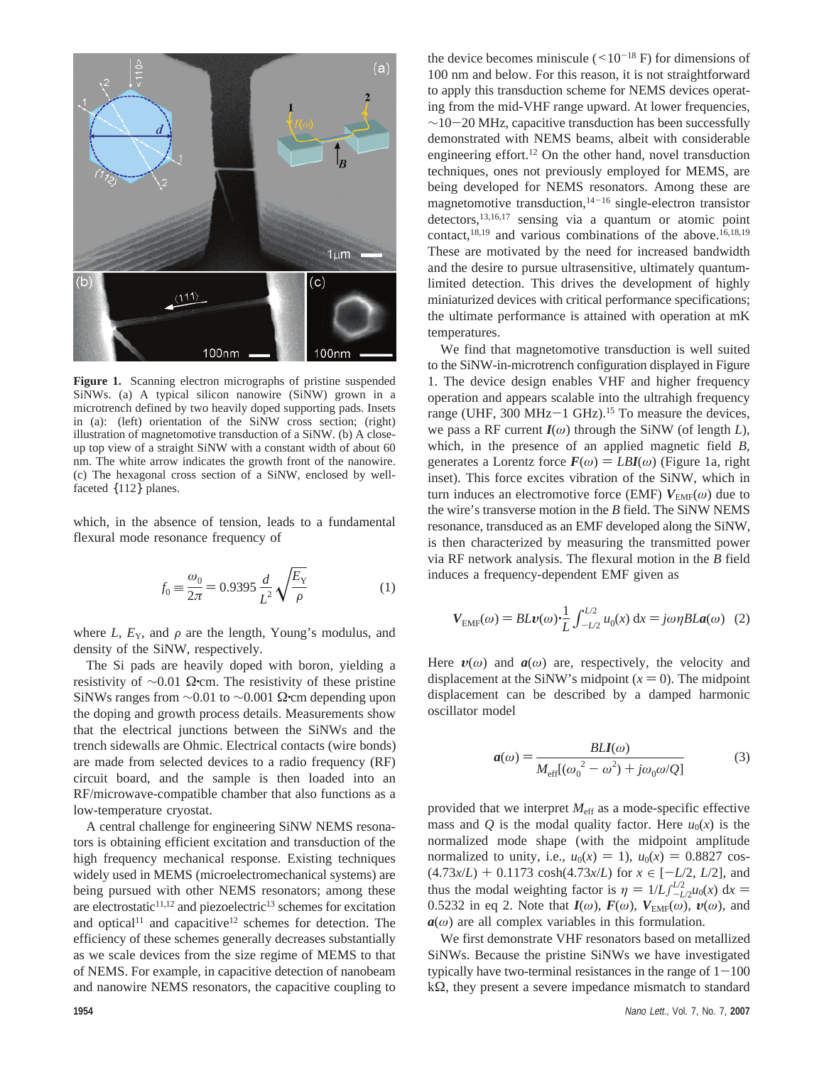**Figure 1.** Scanning electron micrographs of pristine suspended SiNWs. (a) A typical silicon nanowire (SiNW) grown in a microtrench defined by two heavily doped supporting pads. Insets in (a): (left) orientation of the SiNW cross section; (right) illustration of magnetomotive transduction of a SiNW. (b) A close-up top view of a straight SiNW with a constant width of about 60 nm. The white arrow indicates the growth front of the nanowire. (c) The hexagonal cross section of a SiNW, enclosed by well-faceted {112} planes.

which, in the absence of tension, leads to a fundamental flexural mode resonance frequency of

$$f_0 \equiv \frac{\omega_0}{2\pi} = 0.9395\,\frac{d}{L^2}\sqrt{\frac{E_Y}{\rho}} \tag{1}$$

where $L$, $E_Y$, and $\rho$ are the length, Young's modulus, and density of the SiNW, respectively.

The Si pads are heavily doped with boron, yielding a resistivity of ~0.01 Ω·cm. The resistivity of these pristine SiNWs ranges from ~0.01 to ~0.001 Ω·cm depending upon the doping and growth process details. Measurements show that the electrical junctions between the SiNWs and the trench sidewalls are Ohmic. Electrical contacts (wire bonds) are made from selected devices to a radio frequency (RF) circuit board, and the sample is then loaded into an RF/microwave-compatible chamber that also functions as a low-temperature cryostat.

A central challenge for engineering SiNW NEMS resonators is obtaining efficient excitation and transduction of the high frequency mechanical response. Existing techniques widely used in MEMS (microelectromechanical systems) are being pursued with other NEMS resonators; among these are electrostatic[11,12] and piezoelectric[13] schemes for excitation and optical[11] and capacitive[12] schemes for detection. The efficiency of these schemes generally decreases substantially as we scale devices from the size regime of MEMS to that of NEMS. For example, in capacitive detection of nanobeam and nanowire NEMS resonators, the capacitive coupling to the device becomes miniscule ($<10^{-18}$ F) for dimensions of 100 nm and below. For this reason, it is not straightforward to apply this transduction scheme for NEMS devices operating from the mid-VHF range upward. At lower frequencies, ~10−20 MHz, capacitive transduction has been successfully demonstrated with NEMS beams, albeit with considerable engineering effort.[12] On the other hand, novel transduction techniques, ones not previously employed for MEMS, are being developed for NEMS resonators. Among these are magnetomotive transduction,[14−16] single-electron transistor detectors,[13,16,17] sensing via a quantum or atomic point contact,[18,19] and various combinations of the above.[16,18,19] These are motivated by the need for increased bandwidth and the desire to pursue ultrasensitive, ultimately quantum-limited detection. This drives the development of highly miniaturized devices with critical performance specifications; the ultimate performance is attained with operation at mK temperatures.

We find that magnetomotive transduction is well suited to the SiNW-in-microtrench configuration displayed in Figure 1. The device design enables VHF and higher frequency operation and appears scalable into the ultrahigh frequency range (UHF, 300 MHz−1 GHz).[15] To measure the devices, we pass a RF current $\boldsymbol{I}(\omega)$ through the SiNW (of length $L$), which, in the presence of an applied magnetic field $B$, generates a Lorentz force $\boldsymbol{F}(\omega) = LB\boldsymbol{I}(\omega)$ (Figure 1a, right inset). This force excites vibration of the SiNW, which in turn induces an electromotive force (EMF) $\boldsymbol{V}_{\rm EMF}(\omega)$ due to the wire's transverse motion in the $B$ field. The SiNW NEMS resonance, transduced as an EMF developed along the SiNW, is then characterized by measuring the transmitted power via RF network analysis. The flexural motion in the $B$ field induces a frequency-dependent EMF given as

$$\boldsymbol{V}_{\rm EMF}(\omega) = BL\boldsymbol{v}(\omega)\cdot\frac{1}{L}\int_{-L/2}^{L/2} u_0(x)\,\mathrm{d}x = j\omega\eta BL\boldsymbol{a}(\omega) \tag{2}$$

Here $\boldsymbol{v}(\omega)$ and $\boldsymbol{a}(\omega)$ are, respectively, the velocity and displacement at the SiNW's midpoint ($x = 0$). The midpoint displacement can be described by a damped harmonic oscillator model

$$\boldsymbol{a}(\omega) = \frac{BL\boldsymbol{I}(\omega)}{M_{\rm eff}[(\omega_0{}^2 - \omega^2) + j\omega_0\omega/Q]} \tag{3}$$

provided that we interpret $M_{\rm eff}$ as a mode-specific effective mass and $Q$ is the modal quality factor. Here $u_0(x)$ is the normalized mode shape (with the midpoint amplitude normalized to unity, i.e., $u_0(x) = 1$), $u_0(x) = 0.8827\cos(4.73x/L) + 0.1173\cosh(4.73x/L)$ for $x \in [-L/2, L/2]$, and thus the modal weighting factor is $\eta = 1/L\int_{-L/2}^{L/2} u_0(x)\,\mathrm{d}x = 0.5232$ in eq 2. Note that $\boldsymbol{I}(\omega)$, $\boldsymbol{F}(\omega)$, $\boldsymbol{V}_{\rm EMF}(\omega)$, $\boldsymbol{v}(\omega)$, and $\boldsymbol{a}(\omega)$ are all complex variables in this formulation.

We first demonstrate VHF resonators based on metallized SiNWs. Because the pristine SiNWs we have investigated typically have two-terminal resistances in the range of 1−100 kΩ, they present a severe impedance mismatch to standard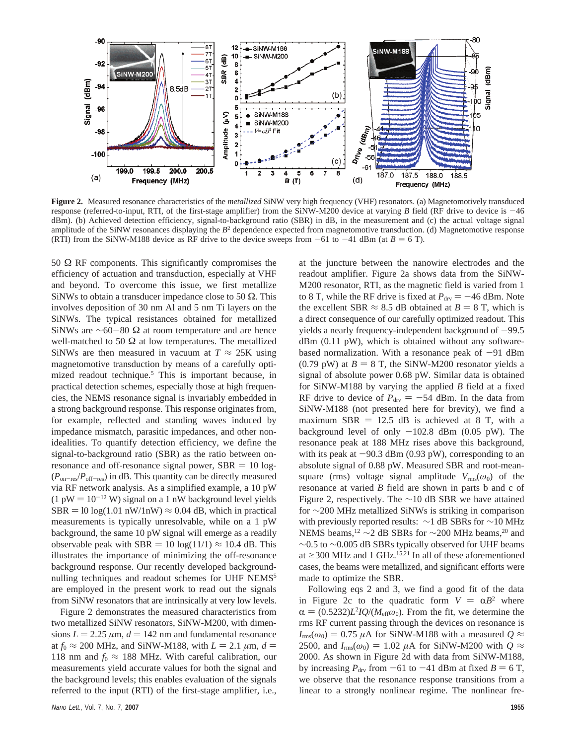**Figure 2.** Measured resonance characteristics of the *metallized* SiNW very high frequency (VHF) resonators. (a) Magnetomotively transduced response (referred-to-input, RTI, of the first-stage amplifier) from the SiNW-M200 device at varying $B$ field (RF drive to device is $-46$ dBm). (b) Achieved detection efficiency, signal-to-background ratio (SBR) in dB, in the measurement and (c) the actual voltage signal amplitude of the SiNW resonances displaying the $B^2$ dependence expected from magnetomotive transduction. (d) Magnetomotive response (RTI) from the SiNW-M188 device as RF drive to the device sweeps from $-61$ to $-41$ dBm (at $B = 6$ T).

50 Ω RF components. This significantly compromises the efficiency of actuation and transduction, especially at VHF and beyond. To overcome this issue, we first metallize SiNWs to obtain a transducer impedance close to 50 Ω. This involves deposition of 30 nm Al and 5 nm Ti layers on the SiNWs. The typical resistances obtained for metallized SiNWs are ~60−80 Ω at room temperature and are hence well-matched to 50 Ω at low temperatures. The metallized SiNWs are then measured in vacuum at $T \approx 25$K using magnetomotive transduction by means of a carefully optimized readout technique.[5] This is important because, in practical detection schemes, especially those at high frequencies, the NEMS resonance signal is invariably embedded in a strong background response. This response originates from, for example, reflected and standing waves induced by impedance mismatch, parasitic impedances, and other nonidealities. To quantify detection efficiency, we define the signal-to-background ratio (SBR) as the ratio between on-resonance and off-resonance signal power, $\text{SBR} = 10 \log(P_{\text{on-res}}/P_{\text{off-res}})$ in dB. This quantity can be directly measured via RF network analysis. As a simplified example, a 10 pW (1 pW = $10^{-12}$ W) signal on a 1 nW background level yields $\text{SBR} = 10 \log(1.01 \text{ nW}/1\text{nW}) \approx 0.04$ dB, which in practical measurements is typically unresolvable, while on a 1 pW background, the same 10 pW signal will emerge as a readily observable peak with $\text{SBR} = 10 \log(11/1) \approx 10.4$ dB. This illustrates the importance of minimizing the off-resonance background response. Our recently developed background-nulling techniques and readout schemes for UHF NEMS[5] are employed in the present work to read out the signals from SiNW resonators that are intrinsically at very low levels.

Figure 2 demonstrates the measured characteristics from two metallized SiNW resonators, SiNW-M200, with dimensions $L = 2.25$ μm, $d = 142$ nm and fundamental resonance at $f_0 \approx 200$ MHz, and SiNW-M188, with $L = 2.1$ μm, $d = 118$ nm and $f_0 \approx 188$ MHz. With careful calibration, our measurements yield accurate values for both the signal and the background levels; this enables evaluation of the signals referred to the input (RTI) of the first-stage amplifier, i.e., at the juncture between the nanowire electrodes and the readout amplifier. Figure 2a shows data from the SiNW-M200 resonator, RTI, as the magnetic field is varied from 1 to 8 T, while the RF drive is fixed at $P_{\text{drv}} = -46$ dBm. Note the excellent SBR ≈ 8.5 dB obtained at $B = 8$ T, which is a direct consequence of our carefully optimized readout. This yields a nearly frequency-independent background of $-99.5$ dBm (0.11 pW), which is obtained without any software-based normalization. With a resonance peak of $-91$ dBm (0.79 pW) at $B = 8$ T, the SiNW-M200 resonator yields a signal of absolute power 0.68 pW. Similar data is obtained for SiNW-M188 by varying the applied $B$ field at a fixed RF drive to device of $P_{\text{drv}} = -54$ dBm. In the data from SiNW-M188 (not presented here for brevity), we find a maximum SBR = 12.5 dB is achieved at 8 T, with a background level of only $-102.8$ dBm (0.05 pW). The resonance peak at 188 MHz rises above this background, with its peak at $-90.3$ dBm (0.93 pW), corresponding to an absolute signal of 0.88 pW. Measured SBR and root-mean-square (rms) voltage signal amplitude $V_{\text{rms}}(\omega_0)$ of the resonance at varied $B$ field are shown in parts b and c of Figure 2, respectively. The ~10 dB SBR we have attained for ~200 MHz metallized SiNWs is striking in comparison with previously reported results: ~1 dB SBRs for ~10 MHz NEMS beams,[12] ~2 dB SBRs for ~200 MHz beams,[20] and ~0.5 to ~0.005 dB SBRs typically observed for UHF beams at ≥300 MHz and 1 GHz.[15,21] In all of these aforementioned cases, the beams were metallized, and significant efforts were made to optimize the SBR.

Following eqs 2 and 3, we find a good fit of the data in Figure 2c to the quadratic form $V = \alpha B^2$ where $\alpha = (0.5232)L^2IQ/(M_{\text{eff}}\omega_0)$. From the fit, we determine the rms RF current passing through the devices on resonance is $I_{\text{rms}}(\omega_0) = 0.75$ μA for SiNW-M188 with a measured $Q \approx 2500$, and $I_{\text{rms}}(\omega_0) = 1.02$ μA for SiNW-M200 with $Q \approx 2000$. As shown in Figure 2d with data from SiNW-M188, by increasing $P_{\text{drv}}$ from $-61$ to $-41$ dBm at fixed $B = 6$ T, we observe that the resonance response transitions from a linear to a strongly nonlinear regime. The nonlinear fre-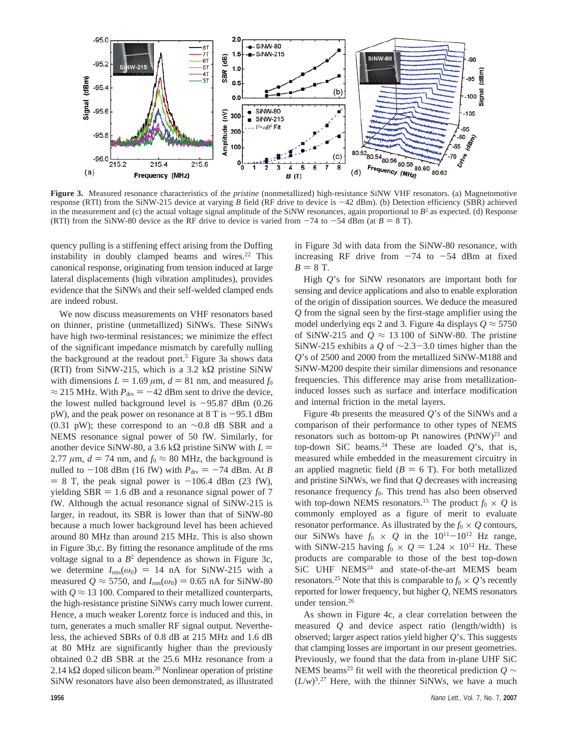**Figure 3.** Measured resonance characteristics of the *pristine* (nonmetallized) high-resistance SiNW VHF resonators. (a) Magnetomotive response (RTI) from the SiNW-215 device at varying $B$ field (RF drive to device is −42 dBm). (b) Detection efficiency (SBR) achieved in the measurement and (c) the actual voltage signal amplitude of the SiNW resonances, again proportional to $B^2$ as expected. (d) Response (RTI) from the SiNW-80 device as the RF drive to device is varied from −74 to −54 dBm (at $B$ = 8 T).

quency pulling is a stiffening effect arising from the Duffing instability in doubly clamped beams and wires.[22] This canonical response, originating from tension induced at large lateral displacements (high vibration amplitudes), provides evidence that the SiNWs and their self-welded clamped ends are indeed robust.

We now discuss measurements on VHF resonators based on thinner, pristine (unmetallized) SiNWs. These SiNWs have high two-terminal resistances; we minimize the effect of the significant impedance mismatch by carefully nulling the background at the readout port.[5] Figure 3a shows data (RTI) from SiNW-215, which is a 3.2 kΩ pristine SiNW with dimensions $L$ = 1.69 μm, $d$ = 81 nm, and measured $f_0$ ≈ 215 MHz. With $P_{drv}$ = −42 dBm sent to drive the device, the lowest nulled background level is −95.87 dBm (0.26 pW), and the peak power on resonance at 8 T is −95.1 dBm (0.31 pW); these correspond to an ~0.8 dB SBR and a NEMS resonance signal power of 50 fW. Similarly, for another device SiNW-80, a 3.6 kΩ pristine SiNW with $L$ = 2.77 μm, $d$ = 74 nm, and $f_0$ ≈ 80 MHz, the background is nulled to −108 dBm (16 fW) with $P_{drv}$ = −74 dBm. At $B$ = 8 T, the peak signal power is −106.4 dBm (23 fW), yielding SBR = 1.6 dB and a resonance signal power of 7 fW. Although the actual resonance signal of SiNW-215 is larger, in readout, its SBR is lower than that of SiNW-80 because a much lower background level has been achieved around 80 MHz than around 215 MHz. This is also shown in Figure 3b,c. By fitting the resonance amplitude of the rms voltage signal to a $B^2$ dependence as shown in Figure 3c, we determine $I_{rms}(\omega_0)$ = 14 nA for SiNW-215 with a measured $Q$ ≈ 5750, and $I_{rms}(\omega_0)$ = 0.65 nA for SiNW-80 with $Q$ ≈ 13 100. Compared to their metallized counterparts, the high-resistance pristine SiNWs carry much lower current. Hence, a much weaker Lorentz force is induced and this, in turn, generates a much smaller RF signal output. Nevertheless, the achieved SBRs of 0.8 dB at 215 MHz and 1.6 dB at 80 MHz are significantly higher than the previously obtained 0.2 dB SBR at the 25.6 MHz resonance from a 2.14 kΩ doped silicon beam.[20] Nonlinear operation of pristine SiNW resonators have also been demonstrated, as illustrated in Figure 3d with data from the SiNW-80 resonance, with increasing RF drive from −74 to −54 dBm at fixed $B$ = 8 T.

High $Q$'s for SiNW resonators are important both for sensing and device applications and also to enable exploration of the origin of dissipation sources. We deduce the measured $Q$ from the signal seen by the first-stage amplifier using the model underlying eqs 2 and 3. Figure 4a displays $Q$ ≈ 5750 of SiNW-215 and $Q$ ≈ 13 100 of SiNW-80. The pristine SiNW-215 exhibits a $Q$ of ~2.3−3.0 times higher than the $Q$'s of 2500 and 2000 from the metallized SiNW-M188 and SiNW-M200 despite their similar dimensions and resonance frequencies. This difference may arise from metallization-induced losses such as surface and interface modification and internal friction in the metal layers.

Figure 4b presents the measured $Q$'s of the SiNWs and a comparison of their performance to other types of NEMS resonators such as bottom-up Pt nanowires (PtNW)[23] and top-down SiC beams.[24] These are loaded $Q$'s, that is, measured while embedded in the measurement circuitry in an applied magnetic field ($B$ = 6 T). For both metallized and pristine SiNWs, we find that $Q$ decreases with increasing resonance frequency $f_0$. This trend has also been observed with top-down NEMS resonators.[15] The product $f_0 \times Q$ is commonly employed as a figure of merit to evaluate resonator performance. As illustrated by the $f_0 \times Q$ contours, our SiNWs have $f_0 \times Q$ in the $10^{11}$−$10^{12}$ Hz range, with SiNW-215 having $f_0 \times Q = 1.24 \times 10^{12}$ Hz. These products are comparable to those of the best top-down SiC UHF NEMS[24] and state-of-the-art MEMS beam resonators.[25] Note that this is comparable to $f_0 \times Q$'s recently reported for lower frequency, but higher $Q$, NEMS resonators under tension.[26]

As shown in Figure 4c, a clear correlation between the measured $Q$ and device aspect ratio (length/width) is observed; larger aspect ratios yield higher $Q$'s. This suggests that clamping losses are important in our present geometries. Previously, we found that the data from in-plane UHF SiC NEMS beams[23] fit well with the theoretical prediction $Q \sim (L/w)^3$.[27] Here, with the thinner SiNWs, we have a much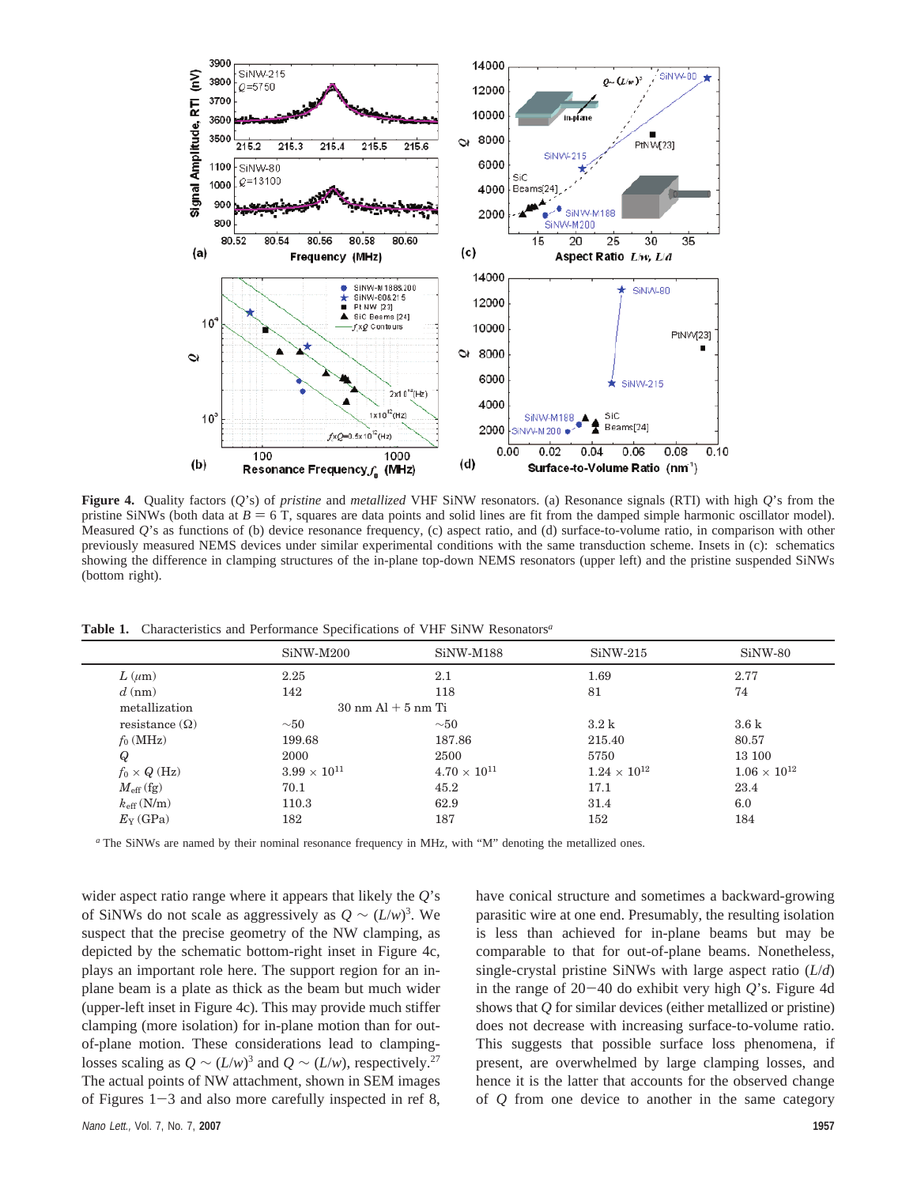**Figure 4.** Quality factors ($Q$'s) of *pristine* and *metallized* VHF SiNW resonators. (a) Resonance signals (RTI) with high $Q$'s from the pristine SiNWs (both data at $B = 6$ T, squares are data points and solid lines are fit from the damped simple harmonic oscillator model). Measured $Q$'s as functions of (b) device resonance frequency, (c) aspect ratio, and (d) surface-to-volume ratio, in comparison with other previously measured NEMS devices under similar experimental conditions with the same transduction scheme. Insets in (c): schematics showing the difference in clamping structures of the in-plane top-down NEMS resonators (upper left) and the pristine suspended SiNWs (bottom right).

**Table 1.** Characteristics and Performance Specifications of VHF SiNW Resonators[a]

| | SiNW-M200 | SiNW-M188 | SiNW-215 | SiNW-80 |
|---|---|---|---|---|
| $L$ ($\mu$m) | 2.25 | 2.1 | 1.69 | 2.77 |
| $d$ (nm) | 142 | 118 | 81 | 74 |
| metallization | 30 nm Al + 5 nm Ti | | | |
| resistance ($\Omega$) | ~50 | ~50 | 3.2 k | 3.6 k |
| $f_0$ (MHz) | 199.68 | 187.86 | 215.40 | 80.57 |
| $Q$ | 2000 | 2500 | 5750 | 13 100 |
| $f_0 \times Q$ (Hz) | $3.99 \times 10^{11}$ | $4.70 \times 10^{11}$ | $1.24 \times 10^{12}$ | $1.06 \times 10^{12}$ |
| $M_{\text{eff}}$ (fg) | 70.1 | 45.2 | 17.1 | 23.4 |
| $k_{\text{eff}}$ (N/m) | 110.3 | 62.9 | 31.4 | 6.0 |
| $E_Y$ (GPa) | 182 | 187 | 152 | 184 |

[a] The SiNWs are named by their nominal resonance frequency in MHz, with "M" denoting the metallized ones.

wider aspect ratio range where it appears that likely the $Q$'s of SiNWs do not scale as aggressively as $Q \sim (L/w)^3$. We suspect that the precise geometry of the NW clamping, as depicted by the schematic bottom-right inset in Figure 4c, plays an important role here. The support region for an in-plane beam is a plate as thick as the beam but much wider (upper-left inset in Figure 4c). This may provide much stiffer clamping (more isolation) for in-plane motion than for out-of-plane motion. These considerations lead to clamping-losses scaling as $Q \sim (L/w)^3$ and $Q \sim (L/w)$, respectively.[27] The actual points of NW attachment, shown in SEM images of Figures 1−3 and also more carefully inspected in ref 8, have conical structure and sometimes a backward-growing parasitic wire at one end. Presumably, the resulting isolation is less than achieved for in-plane beams but may be comparable to that for out-of-plane beams. Nonetheless, single-crystal pristine SiNWs with large aspect ratio ($L/d$) in the range of 20−40 do exhibit very high $Q$'s. Figure 4d shows that $Q$ for similar devices (either metallized or pristine) does not decrease with increasing surface-to-volume ratio. This suggests that possible surface loss phenomena, if present, are overwhelmed by large clamping losses, and hence it is the latter that accounts for the observed change of $Q$ from one device to another in the same category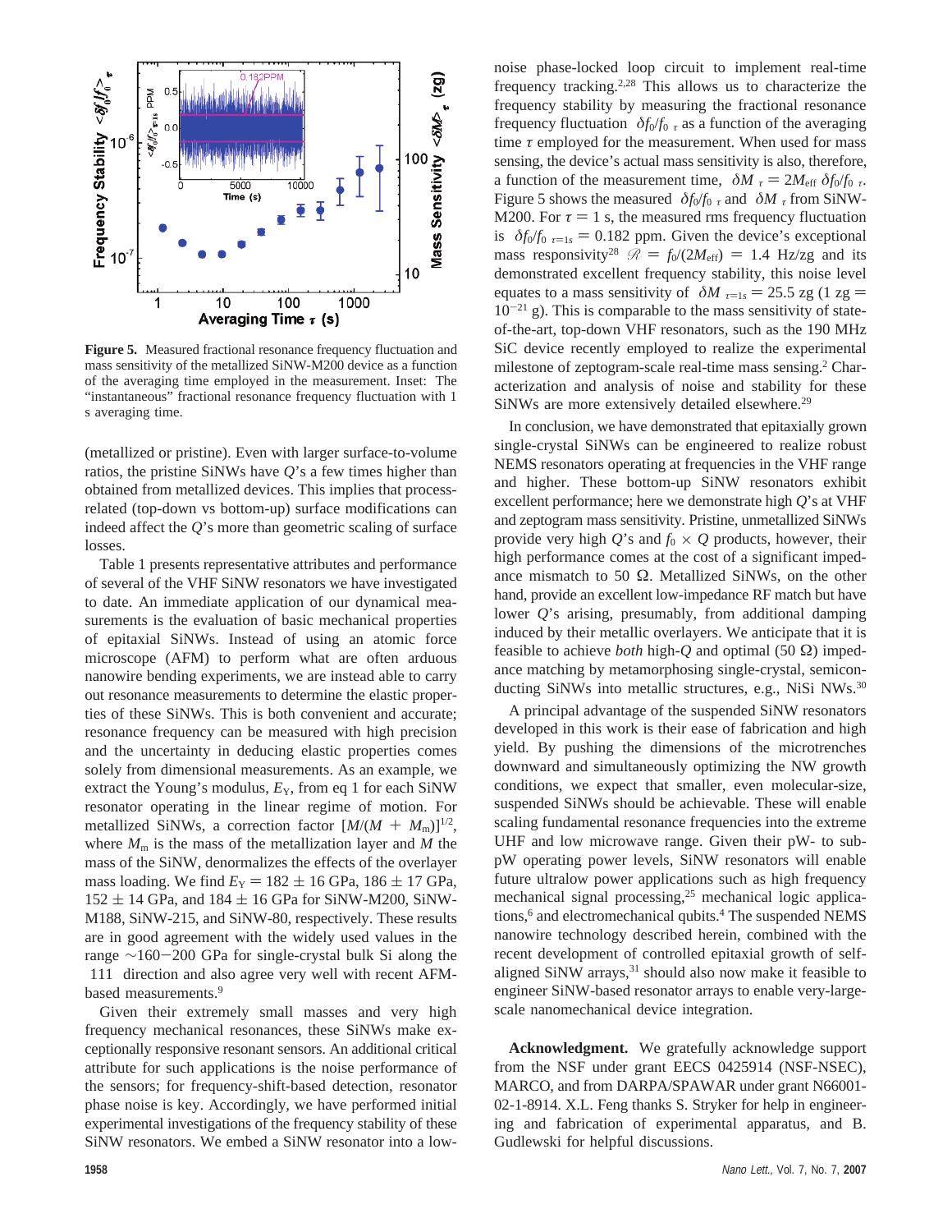**Figure 5.** Measured fractional resonance frequency fluctuation and mass sensitivity of the metallized SiNW-M200 device as a function of the averaging time employed in the measurement. Inset: The "instantaneous" fractional resonance frequency fluctuation with 1 s averaging time.

(metallized or pristine). Even with larger surface-to-volume ratios, the pristine SiNWs have $Q$'s a few times higher than obtained from metallized devices. This implies that process-related (top-down vs bottom-up) surface modifications can indeed affect the $Q$'s more than geometric scaling of surface losses.

Table 1 presents representative attributes and performance of several of the VHF SiNW resonators we have investigated to date. An immediate application of our dynamical measurements is the evaluation of basic mechanical properties of epitaxial SiNWs. Instead of using an atomic force microscope (AFM) to perform what are often arduous nanowire bending experiments, we are instead able to carry out resonance measurements to determine the elastic properties of these SiNWs. This is both convenient and accurate; resonance frequency can be measured with high precision and the uncertainty in deducing elastic properties comes solely from dimensional measurements. As an example, we extract the Young's modulus, $E_Y$, from eq 1 for each SiNW resonator operating in the linear regime of motion. For metallized SiNWs, a correction factor $[M/(M + M_m)]^{1/2}$, where $M_m$ is the mass of the metallization layer and $M$ the mass of the SiNW, denormalizes the effects of the overlayer mass loading. We find $E_Y = 182 \pm 16$ GPa, $186 \pm 17$ GPa, $152 \pm 14$ GPa, and $184 \pm 16$ GPa for SiNW-M200, SiNW-M188, SiNW-215, and SiNW-80, respectively. These results are in good agreement with the widely used values in the range ~160−200 GPa for single-crystal bulk Si along the ⟨111⟩ direction and also agree very well with recent AFM-based measurements.[9]

Given their extremely small masses and very high frequency mechanical resonances, these SiNWs make exceptionally responsive resonant sensors. An additional critical attribute for such applications is the noise performance of the sensors; for frequency-shift-based detection, resonator phase noise is key. Accordingly, we have performed initial experimental investigations of the frequency stability of these SiNW resonators. We embed a SiNW resonator into a low-noise phase-locked loop circuit to implement real-time frequency tracking.[2,28] This allows us to characterize the frequency stability by measuring the fractional resonance frequency fluctuation $\langle \delta f_0/f_0 \rangle_\tau$ as a function of the averaging time $\tau$ employed for the measurement. When used for mass sensing, the device's actual mass sensitivity is also, therefore, a function of the measurement time, $\langle \delta M \rangle_\tau = 2M_{\text{eff}} \langle \delta f_0/f_0 \rangle_\tau$. Figure 5 shows the measured $\langle \delta f_0/f_0 \rangle_\tau$ and $\langle \delta M \rangle_\tau$ from SiNW-M200. For $\tau = 1$ s, the measured rms frequency fluctuation is $\langle \delta f_0/f_0 \rangle_{\tau=1s} = 0.182$ ppm. Given the device's exceptional mass responsivity[28] $\mathcal{R} = f_0/(2M_{\text{eff}}) = 1.4$ Hz/zg and its demonstrated excellent frequency stability, this noise level equates to a mass sensitivity of $\langle \delta M \rangle_{\tau=1s} = 25.5$ zg (1 zg = $10^{-21}$ g). This is comparable to the mass sensitivity of state-of-the-art, top-down VHF resonators, such as the 190 MHz SiC device recently employed to realize the experimental milestone of zeptogram-scale real-time mass sensing.[2] Characterization and analysis of noise and stability for these SiNWs are more extensively detailed elsewhere.[29]

In conclusion, we have demonstrated that epitaxially grown single-crystal SiNWs can be engineered to realize robust NEMS resonators operating at frequencies in the VHF range and higher. These bottom-up SiNW resonators exhibit excellent performance; here we demonstrate high $Q$'s at VHF and zeptogram mass sensitivity. Pristine, unmetallized SiNWs provide very high $Q$'s and $f_0 \times Q$ products, however, their high performance comes at the cost of a significant impedance mismatch to 50 Ω. Metallized SiNWs, on the other hand, provide an excellent low-impedance RF match but have lower $Q$'s arising, presumably, from additional damping induced by their metallic overlayers. We anticipate that it is feasible to achieve *both* high-$Q$ and optimal (50 Ω) impedance matching by metamorphosing single-crystal, semiconducting SiNWs into metallic structures, e.g., NiSi NWs.[30]

A principal advantage of the suspended SiNW resonators developed in this work is their ease of fabrication and high yield. By pushing the dimensions of the microtrenches downward and simultaneously optimizing the NW growth conditions, we expect that smaller, even molecular-size, suspended SiNWs should be achievable. These will enable scaling fundamental resonance frequencies into the extreme UHF and low microwave range. Given their pW- to sub-pW operating power levels, SiNW resonators will enable future ultralow power applications such as high frequency mechanical signal processing,[25] mechanical logic applications,[6] and electromechanical qubits.[4] The suspended NEMS nanowire technology described herein, combined with the recent development of controlled epitaxial growth of self-aligned SiNW arrays,[31] should also now make it feasible to engineer SiNW-based resonator arrays to enable very-large-scale nanomechanical device integration.

**Acknowledgment.** We gratefully acknowledge support from the NSF under grant EECS 0425914 (NSF-NSEC), MARCO, and from DARPA/SPAWAR under grant N66001-02-1-8914. X.L. Feng thanks S. Stryker for help in engineering and fabrication of experimental apparatus, and B. Gudlewski for helpful discussions.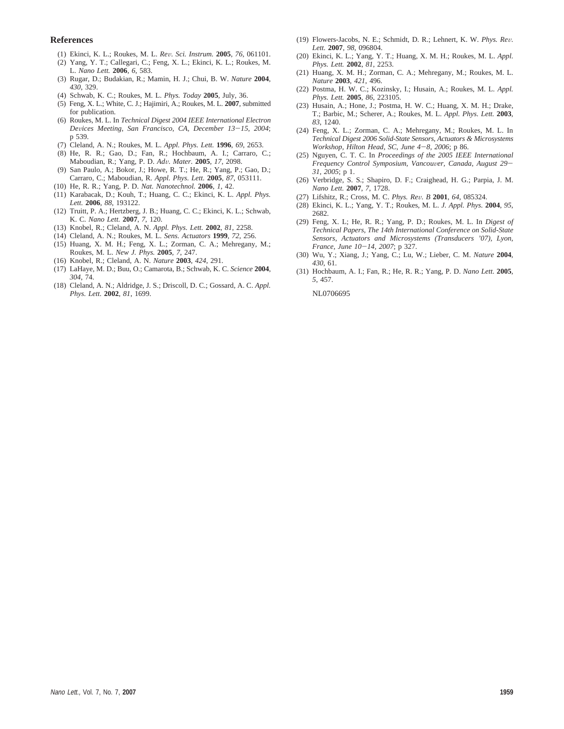## References

(1) Ekinci, K. L.; Roukes, M. L. *Rev. Sci. Instrum.* **2005**, *76*, 061101.

(2) Yang, Y. T.; Callegari, C.; Feng, X. L.; Ekinci, K. L.; Roukes, M. L. *Nano Lett.* **2006**, *6*, 583.

(3) Rugar, D.; Budakian, R.; Mamin, H. J.; Chui, B. W. *Nature* **2004**, *430*, 329.

(4) Schwab, K. C.; Roukes, M. L. *Phys. Today* **2005**, July, 36.

(5) Feng, X. L.; White, C. J.; Hajimiri, A.; Roukes, M. L. **2007**, submitted for publication.

(6) Roukes, M. L. In *Technical Digest 2004 IEEE International Electron Devices Meeting, San Francisco, CA, December 13−15, 2004*; p 539.

(7) Cleland, A. N.; Roukes, M. L. *Appl. Phys. Lett.* **1996**, *69*, 2653.

(8) He, R. R.; Gao, D.; Fan, R.; Hochbaum, A. I.; Carraro, C.; Maboudian, R.; Yang, P. D. *Adv. Mater.* **2005**, *17*, 2098.

(9) San Paulo, A.; Bokor, J.; Howe, R. T.; He, R.; Yang, P.; Gao, D.; Carraro, C.; Maboudian, R. *Appl. Phys. Lett.* **2005**, *87*, 053111.

(10) He, R. R.; Yang, P. D. *Nat. Nanotechnol.* **2006**, *1*, 42.

(11) Karabacak, D.; Kouh, T.; Huang, C. C.; Ekinci, K. L. *Appl. Phys. Lett.* **2006**, *88*, 193122.

(12) Truitt, P. A.; Hertzberg, J. B.; Huang, C. C.; Ekinci, K. L.; Schwab, K. C. *Nano Lett.* **2007**, *7*, 120.

(13) Knobel, R.; Cleland, A. N. *Appl. Phys. Lett.* **2002**, *81*, 2258.

(14) Cleland, A. N.; Roukes, M. L. *Sens. Actuators* **1999**, *72*, 256.

(15) Huang, X. M. H.; Feng, X. L.; Zorman, C. A.; Mehregany, M.; Roukes, M. L. *New J. Phys.* **2005**, *7*, 247.

(16) Knobel, R.; Cleland, A. N. *Nature* **2003**, *424*, 291.

(17) LaHaye, M. D.; Buu, O.; Camarota, B.; Schwab, K. C. *Science* **2004**, *304*, 74.

(18) Cleland, A. N.; Aldridge, J. S.; Driscoll, D. C.; Gossard, A. C. *Appl. Phys. Lett.* **2002**, *81*, 1699.

(19) Flowers-Jacobs, N. E.; Schmidt, D. R.; Lehnert, K. W. *Phys. Rev. Lett.* **2007**, *98*, 096804.

(20) Ekinci, K. L.; Yang, Y. T.; Huang, X. M. H.; Roukes, M. L. *Appl. Phys. Lett.* **2002**, *81*, 2253.

(21) Huang, X. M. H.; Zorman, C. A.; Mehregany, M.; Roukes, M. L. *Nature* **2003**, *421*, 496.

(22) Postma, H. W. C.; Kozinsky, I.; Husain, A.; Roukes, M. L. *Appl. Phys. Lett.* **2005**, *86*, 223105.

(23) Husain, A.; Hone, J.; Postma, H. W. C.; Huang, X. M. H.; Drake, T.; Barbic, M.; Scherer, A.; Roukes, M. L. *Appl. Phys. Lett.* **2003**, *83*, 1240.

(24) Feng, X. L.; Zorman, C. A.; Mehregany, M.; Roukes, M. L. In *Technical Digest 2006 Solid-State Sensors, Actuators & Microsystems Workshop, Hilton Head, SC, June 4−8, 2006*; p 86.

(25) Nguyen, C. T. C. In *Proceedings of the 2005 IEEE International Frequency Control Symposium, Vancouver, Canada, August 29−31, 2005*; p 1.

(26) Verbridge, S. S.; Shapiro, D. F.; Craighead, H. G.; Parpia, J. M. *Nano Lett.* **2007**, *7*, 1728.

(27) Lifshitz, R.; Cross, M. C. *Phys. Rev. B* **2001**, *64*, 085324.

(28) Ekinci, K. L.; Yang, Y. T.; Roukes, M. L. *J. Appl. Phys.* **2004**, *95*, 2682.

(29) Feng, X. L; He, R. R.; Yang, P. D.; Roukes, M. L. In *Digest of Technical Papers, The 14th International Conference on Solid-State Sensors, Actuators and Microsystems (Transducers '07), Lyon, France, June 10−14, 2007*; p 327.

(30) Wu, Y.; Xiang, J.; Yang, C.; Lu, W.; Lieber, C. M. *Nature* **2004**, *430*, 61.

(31) Hochbaum, A. I.; Fan, R.; He, R. R.; Yang, P. D. *Nano Lett.* **2005**, *5*, 457.

NL0706695